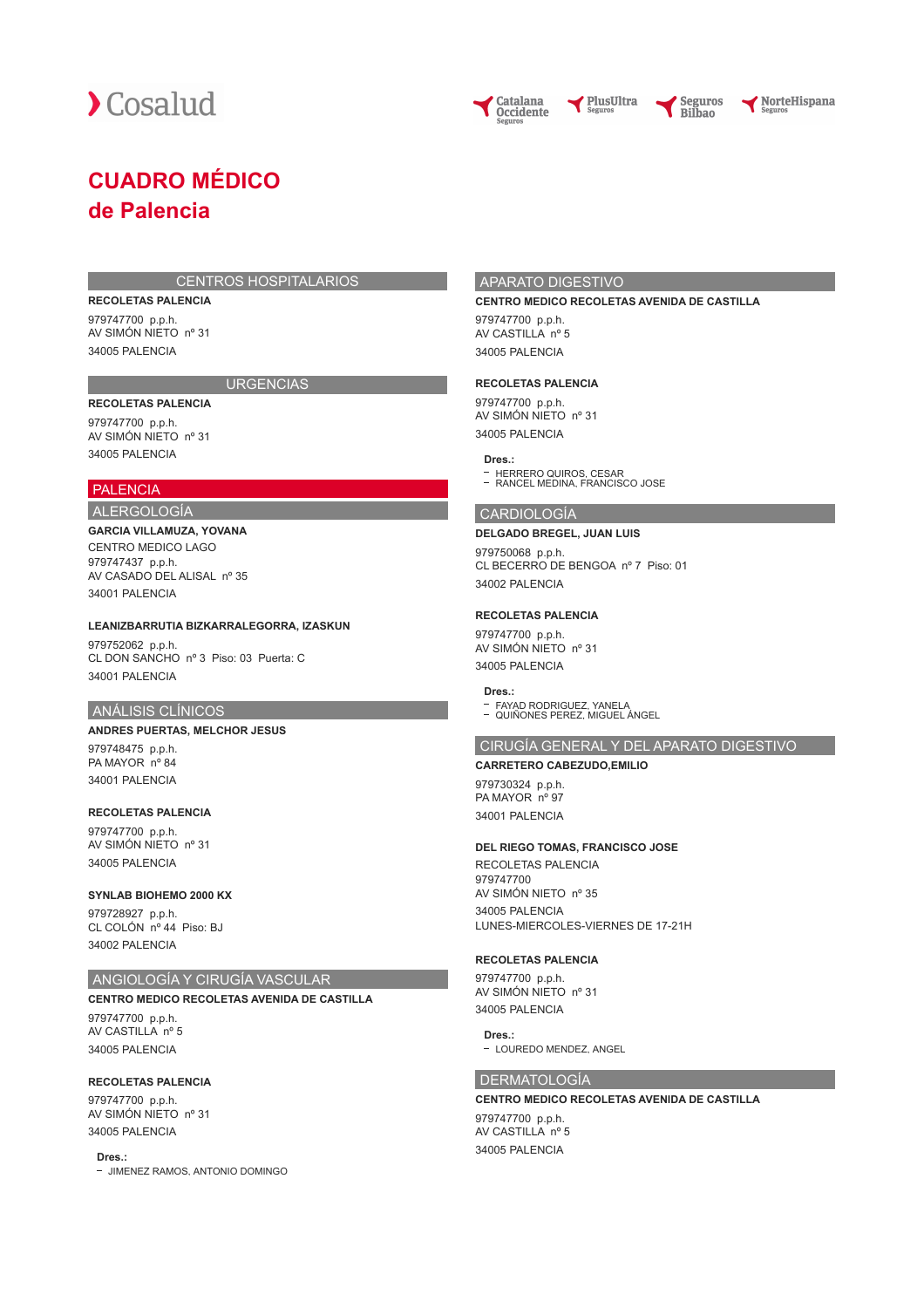Cosalud

Catalana Occidente Seguros | PlusUltra Seguros | Seguros Bilbao | NorteHispana Seguros

# CUADRO MÉDICO de Palencia

## CENTROS HOSPITALARIOS

**RECOLETAS PALENCIA**

979747700 p.p.h.
AV SIMÓN NIETO nº 31
34005 PALENCIA

## URGENCIAS

**RECOLETAS PALENCIA**

979747700 p.p.h.
AV SIMÓN NIETO nº 31
34005 PALENCIA

## PALENCIA

### ALERGOLOGÍA

**GARCIA VILLAMUZA, YOVANA**

CENTRO MEDICO LAGO
979747437 p.p.h.
AV CASADO DEL ALISAL nº 35
34001 PALENCIA

**LEANIZBARRUTIA BIZKARRALEGORRA, IZASKUN**

979752062 p.p.h.
CL DON SANCHO nº 3 Piso: 03 Puerta: C
34001 PALENCIA

### ANÁLISIS CLÍNICOS

**ANDRES PUERTAS, MELCHOR JESUS**

979748475 p.p.h.
PA MAYOR nº 84
34001 PALENCIA

**RECOLETAS PALENCIA**

979747700 p.p.h.
AV SIMÓN NIETO nº 31
34005 PALENCIA

**SYNLAB BIOHEMO 2000 KX**

979728927 p.p.h.
CL COLÓN nº 44 Piso: BJ
34002 PALENCIA

### ANGIOLOGÍA Y CIRUGÍA VASCULAR

**CENTRO MEDICO RECOLETAS AVENIDA DE CASTILLA**

979747700 p.p.h.
AV CASTILLA nº 5
34005 PALENCIA

**RECOLETAS PALENCIA**

979747700 p.p.h.
AV SIMÓN NIETO nº 31
34005 PALENCIA

**Dres.:**
- JIMENEZ RAMOS, ANTONIO DOMINGO

### APARATO DIGESTIVO

**CENTRO MEDICO RECOLETAS AVENIDA DE CASTILLA**

979747700 p.p.h.
AV CASTILLA nº 5
34005 PALENCIA

**RECOLETAS PALENCIA**

979747700 p.p.h.
AV SIMÓN NIETO nº 31
34005 PALENCIA

**Dres.:**
- HERRERO QUIROS, CESAR
- RANCEL MEDINA, FRANCISCO JOSE

### CARDIOLOGÍA

**DELGADO BREGEL, JUAN LUIS**

979750068 p.p.h.
CL BECERRO DE BENGOA nº 7 Piso: 01
34002 PALENCIA

**RECOLETAS PALENCIA**

979747700 p.p.h.
AV SIMÓN NIETO nº 31
34005 PALENCIA

**Dres.:**
- FAYAD RODRIGUEZ, YANELA
- QUIÑONES PEREZ, MIGUEL ÁNGEL

### CIRUGÍA GENERAL Y DEL APARATO DIGESTIVO

**CARRETERO CABEZUDO,EMILIO**

979730324 p.p.h.
PA MAYOR nº 97
34001 PALENCIA

**DEL RIEGO TOMAS, FRANCISCO JOSE**

RECOLETAS PALENCIA
979747700
AV SIMÓN NIETO nº 35
34005 PALENCIA
LUNES-MIERCOLES-VIERNES DE 17-21H

**RECOLETAS PALENCIA**

979747700 p.p.h.
AV SIMÓN NIETO nº 31
34005 PALENCIA

**Dres.:**
- LOUREDO MENDEZ, ANGEL

### DERMATOLOGÍA

**CENTRO MEDICO RECOLETAS AVENIDA DE CASTILLA**

979747700 p.p.h.
AV CASTILLA nº 5
34005 PALENCIA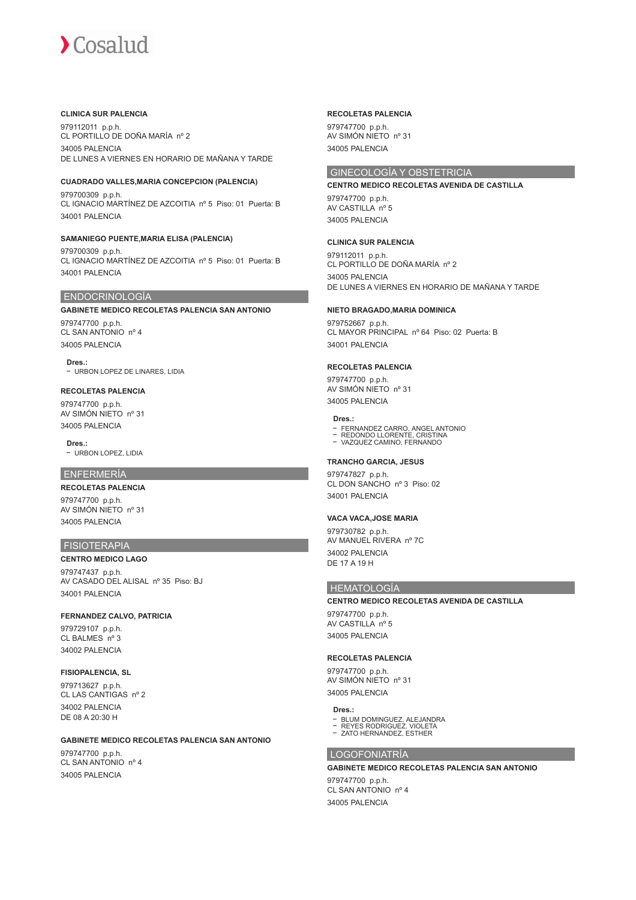**CLINICA SUR PALENCIA**

979112011 p.p.h.
CL PORTILLO DE DOÑA MARÍA nº 2
34005 PALENCIA
DE LUNES A VIERNES EN HORARIO DE MAÑANA Y TARDE

**CUADRADO VALLES,MARIA CONCEPCION (PALENCIA)**

979700309 p.p.h.
CL IGNACIO MARTÍNEZ DE AZCOITIA nº 5 Piso: 01 Puerta: B
34001 PALENCIA

**SAMANIEGO PUENTE,MARIA ELISA (PALENCIA)**

979700309 p.p.h.
CL IGNACIO MARTÍNEZ DE AZCOITIA nº 5 Piso: 01 Puerta: B
34001 PALENCIA

## ENDOCRINOLOGÍA

**GABINETE MEDICO RECOLETAS PALENCIA SAN ANTONIO**

979747700 p.p.h.
CL SAN ANTONIO nº 4
34005 PALENCIA

**Dres.:**
- URBON LOPEZ DE LINARES, LIDIA

**RECOLETAS PALENCIA**

979747700 p.p.h.
AV SIMÓN NIETO nº 31
34005 PALENCIA

**Dres.:**
- URBON LOPEZ, LIDIA

## ENFERMERÍA

**RECOLETAS PALENCIA**

979747700 p.p.h.
AV SIMÓN NIETO nº 31
34005 PALENCIA

## FISIOTERAPIA

**CENTRO MEDICO LAGO**

979747437 p.p.h.
AV CASADO DEL ALISAL nº 35 Piso: BJ
34001 PALENCIA

**FERNANDEZ CALVO, PATRICIA**

979729107 p.p.h.
CL BALMES nº 3
34002 PALENCIA

**FISIOPALENCIA, SL**

979713627 p.p.h.
CL LAS CANTIGAS nº 2
34002 PALENCIA
DE 08 A 20:30 H

**GABINETE MEDICO RECOLETAS PALENCIA SAN ANTONIO**

979747700 p.p.h.
CL SAN ANTONIO nº 4
34005 PALENCIA

**RECOLETAS PALENCIA**

979747700 p.p.h.
AV SIMÓN NIETO nº 31
34005 PALENCIA

## GINECOLOGÍA Y OBSTETRICIA

**CENTRO MEDICO RECOLETAS AVENIDA DE CASTILLA**

979747700 p.p.h.
AV CASTILLA nº 5
34005 PALENCIA

**CLINICA SUR PALENCIA**

979112011 p.p.h.
CL PORTILLO DE DOÑA MARÍA nº 2
34005 PALENCIA
DE LUNES A VIERNES EN HORARIO DE MAÑANA Y TARDE

**NIETO BRAGADO,MARIA DOMINICA**

979752667 p.p.h.
CL MAYOR PRINCIPAL nº 64 Piso: 02 Puerta: B
34001 PALENCIA

**RECOLETAS PALENCIA**

979747700 p.p.h.
AV SIMÓN NIETO nº 31
34005 PALENCIA

**Dres.:**
- FERNANDEZ CARRO, ANGEL ANTONIO
- REDONDO LLORENTE, CRISTINA
- VAZQUEZ CAMINO, FERNANDO

**TRANCHO GARCIA, JESUS**

979747827 p.p.h.
CL DON SANCHO nº 3 Piso: 02
34001 PALENCIA

**VACA VACA,JOSE MARIA**

979730782 p.p.h.
AV MANUEL RIVERA nº 7C
34002 PALENCIA
DE 17 A 19 H

## HEMATOLOGÍA

**CENTRO MEDICO RECOLETAS AVENIDA DE CASTILLA**

979747700 p.p.h.
AV CASTILLA nº 5
34005 PALENCIA

**RECOLETAS PALENCIA**

979747700 p.p.h.
AV SIMÓN NIETO nº 31
34005 PALENCIA

**Dres.:**
- BLUM DOMINGUEZ, ALEJANDRA
- REYES RODRIGUEZ, VIOLETA
- ZATO HERNANDEZ, ESTHER

## LOGOFONIATRÍA

**GABINETE MEDICO RECOLETAS PALENCIA SAN ANTONIO**

979747700 p.p.h.
CL SAN ANTONIO nº 4
34005 PALENCIA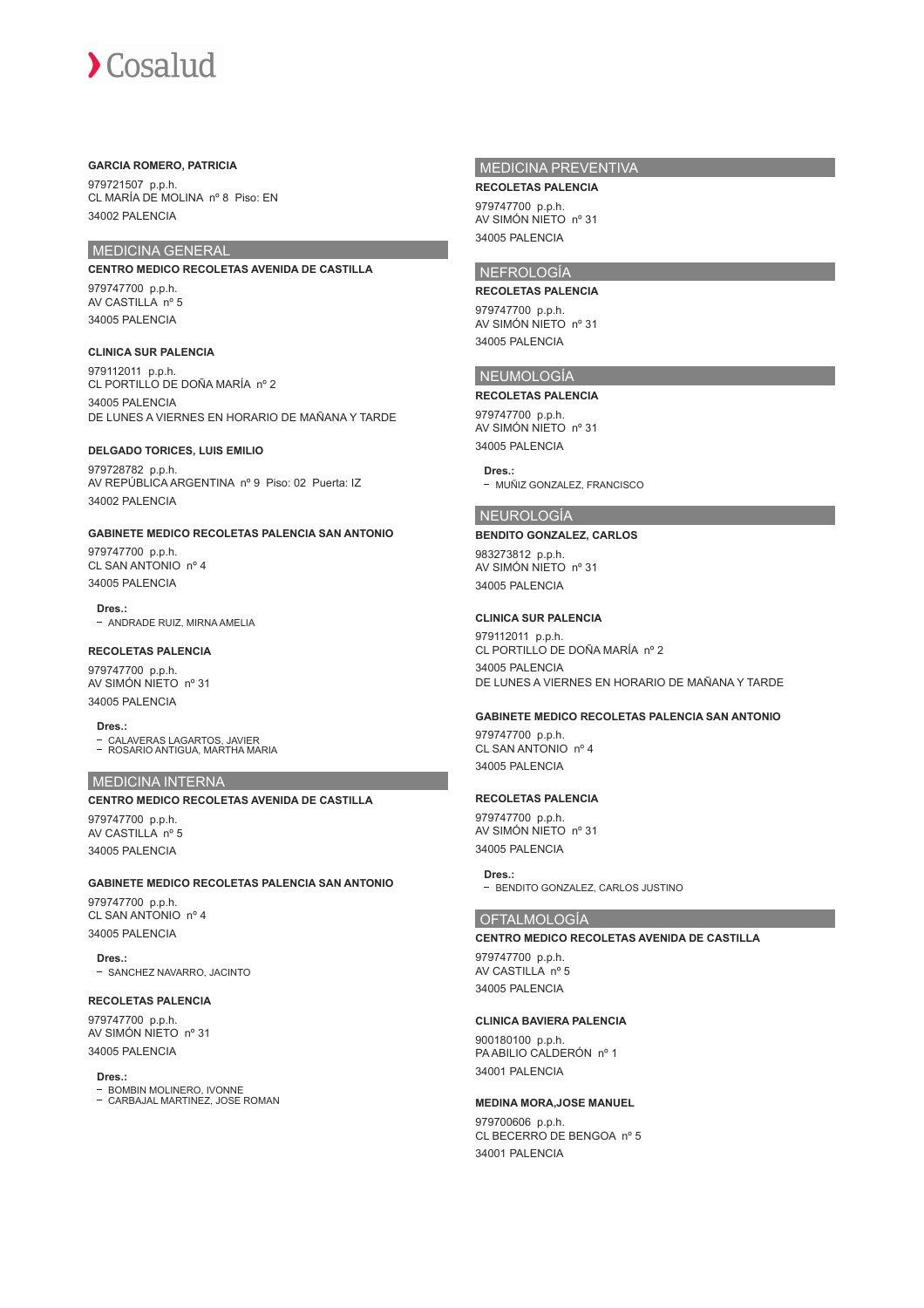**GARCIA ROMERO, PATRICIA**

979721507 p.p.h.
CL MARÍA DE MOLINA nº 8 Piso: EN
34002 PALENCIA

## MEDICINA GENERAL

**CENTRO MEDICO RECOLETAS AVENIDA DE CASTILLA**

979747700 p.p.h.
AV CASTILLA nº 5
34005 PALENCIA

**CLINICA SUR PALENCIA**

979112011 p.p.h.
CL PORTILLO DE DOÑA MARÍA nº 2
34005 PALENCIA
DE LUNES A VIERNES EN HORARIO DE MAÑANA Y TARDE

**DELGADO TORICES, LUIS EMILIO**

979728782 p.p.h.
AV REPÚBLICA ARGENTINA nº 9 Piso: 02 Puerta: IZ
34002 PALENCIA

**GABINETE MEDICO RECOLETAS PALENCIA SAN ANTONIO**

979747700 p.p.h.
CL SAN ANTONIO nº 4
34005 PALENCIA

**Dres.:**
- ANDRADE RUIZ, MIRNA AMELIA

**RECOLETAS PALENCIA**

979747700 p.p.h.
AV SIMÓN NIETO nº 31
34005 PALENCIA

**Dres.:**
- CALAVERAS LAGARTOS, JAVIER
- ROSARIO ANTIGUA, MARTHA MARIA

## MEDICINA INTERNA

**CENTRO MEDICO RECOLETAS AVENIDA DE CASTILLA**

979747700 p.p.h.
AV CASTILLA nº 5
34005 PALENCIA

**GABINETE MEDICO RECOLETAS PALENCIA SAN ANTONIO**

979747700 p.p.h.
CL SAN ANTONIO nº 4
34005 PALENCIA

**Dres.:**
- SANCHEZ NAVARRO, JACINTO

**RECOLETAS PALENCIA**

979747700 p.p.h.
AV SIMÓN NIETO nº 31
34005 PALENCIA

**Dres.:**
- BOMBIN MOLINERO, IVONNE
- CARBAJAL MARTINEZ, JOSE ROMAN

## MEDICINA PREVENTIVA

**RECOLETAS PALENCIA**

979747700 p.p.h.
AV SIMÓN NIETO nº 31
34005 PALENCIA

## NEFROLOGÍA

**RECOLETAS PALENCIA**

979747700 p.p.h.
AV SIMÓN NIETO nº 31
34005 PALENCIA

## NEUMOLOGÍA

**RECOLETAS PALENCIA**

979747700 p.p.h.
AV SIMÓN NIETO nº 31
34005 PALENCIA

**Dres.:**
- MUÑIZ GONZALEZ, FRANCISCO

## NEUROLOGÍA

**BENDITO GONZALEZ, CARLOS**

983273812 p.p.h.
AV SIMÓN NIETO nº 31
34005 PALENCIA

**CLINICA SUR PALENCIA**

979112011 p.p.h.
CL PORTILLO DE DOÑA MARÍA nº 2
34005 PALENCIA
DE LUNES A VIERNES EN HORARIO DE MAÑANA Y TARDE

**GABINETE MEDICO RECOLETAS PALENCIA SAN ANTONIO**

979747700 p.p.h.
CL SAN ANTONIO nº 4
34005 PALENCIA

**RECOLETAS PALENCIA**

979747700 p.p.h.
AV SIMÓN NIETO nº 31
34005 PALENCIA

**Dres.:**
- BENDITO GONZALEZ, CARLOS JUSTINO

## OFTALMOLOGÍA

**CENTRO MEDICO RECOLETAS AVENIDA DE CASTILLA**

979747700 p.p.h.
AV CASTILLA nº 5
34005 PALENCIA

**CLINICA BAVIERA PALENCIA**

900180100 p.p.h.
PA ABILIO CALDERÓN nº 1
34001 PALENCIA

**MEDINA MORA,JOSE MANUEL**

979700606 p.p.h.
CL BECERRO DE BENGOA nº 5
34001 PALENCIA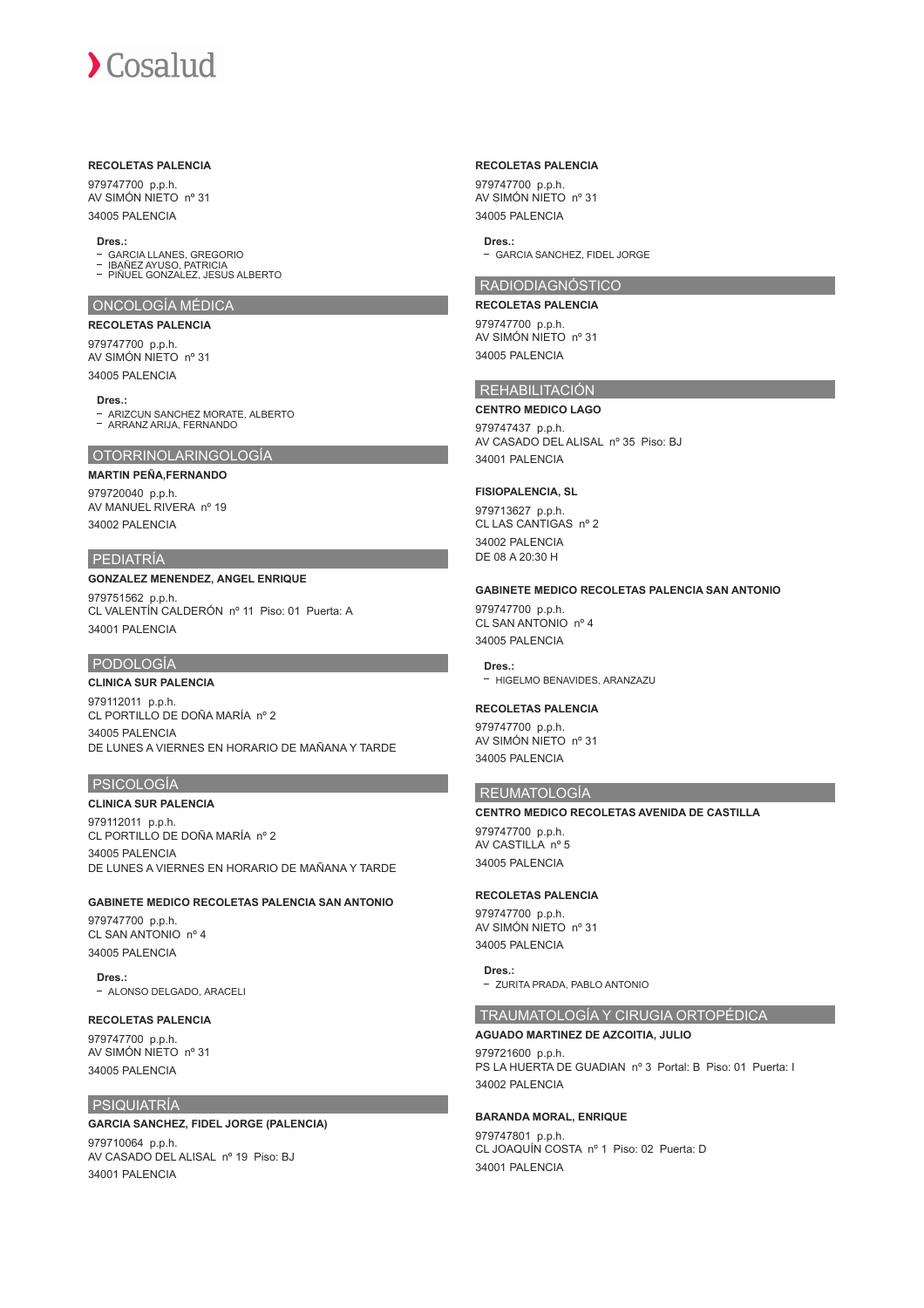**RECOLETAS PALENCIA**

979747700 p.p.h.
AV SIMÓN NIETO nº 31

34005 PALENCIA

**Dres.:**

- GARCIA LLANES, GREGORIO
- IBAÑEZ AYUSO, PATRICIA
- PIÑUEL GONZALEZ, JESUS ALBERTO

## ONCOLOGÍA MÉDICA

**RECOLETAS PALENCIA**

979747700 p.p.h.
AV SIMÓN NIETO nº 31

34005 PALENCIA

**Dres.:**

- ARIZCUN SANCHEZ MORATE, ALBERTO
- ARRANZ ARIJA, FERNANDO

## OTORRINOLARINGOLOGÍA

**MARTIN PEÑA,FERNANDO**

979720040 p.p.h.
AV MANUEL RIVERA nº 19

34002 PALENCIA

## PEDIATRÍA

**GONZALEZ MENENDEZ, ANGEL ENRIQUE**

979751562 p.p.h.
CL VALENTÍN CALDERÓN nº 11 Piso: 01 Puerta: A

34001 PALENCIA

## PODOLOGÍA

**CLINICA SUR PALENCIA**

979112011 p.p.h.
CL PORTILLO DE DOÑA MARÍA nº 2

34005 PALENCIA
DE LUNES A VIERNES EN HORARIO DE MAÑANA Y TARDE

## PSICOLOGÍA

**CLINICA SUR PALENCIA**

979112011 p.p.h.
CL PORTILLO DE DOÑA MARÍA nº 2

34005 PALENCIA
DE LUNES A VIERNES EN HORARIO DE MAÑANA Y TARDE

**GABINETE MEDICO RECOLETAS PALENCIA SAN ANTONIO**

979747700 p.p.h.
CL SAN ANTONIO nº 4

34005 PALENCIA

**Dres.:**

- ALONSO DELGADO, ARACELI

**RECOLETAS PALENCIA**

979747700 p.p.h.
AV SIMÓN NIETO nº 31

34005 PALENCIA

## PSIQUIATRÍA

**GARCIA SANCHEZ, FIDEL JORGE (PALENCIA)**

979710064 p.p.h.
AV CASADO DEL ALISAL nº 19 Piso: BJ

34001 PALENCIA

**RECOLETAS PALENCIA**

979747700 p.p.h.
AV SIMÓN NIETO nº 31

34005 PALENCIA

**Dres.:**

- GARCIA SANCHEZ, FIDEL JORGE

## RADIODIAGNÓSTICO

**RECOLETAS PALENCIA**

979747700 p.p.h.
AV SIMÓN NIETO nº 31

34005 PALENCIA

## REHABILITACIÓN

**CENTRO MEDICO LAGO**

979747437 p.p.h.
AV CASADO DEL ALISAL nº 35 Piso: BJ

34001 PALENCIA

**FISIOPALENCIA, SL**

979713627 p.p.h.
CL LAS CANTIGAS nº 2

34002 PALENCIA
DE 08 A 20:30 H

**GABINETE MEDICO RECOLETAS PALENCIA SAN ANTONIO**

979747700 p.p.h.
CL SAN ANTONIO nº 4

34005 PALENCIA

**Dres.:**

- HIGELMO BENAVIDES, ARANZAZU

**RECOLETAS PALENCIA**

979747700 p.p.h.
AV SIMÓN NIETO nº 31

34005 PALENCIA

## REUMATOLOGÍA

**CENTRO MEDICO RECOLETAS AVENIDA DE CASTILLA**

979747700 p.p.h.
AV CASTILLA nº 5

34005 PALENCIA

**RECOLETAS PALENCIA**

979747700 p.p.h.
AV SIMÓN NIETO nº 31

34005 PALENCIA

**Dres.:**

- ZURITA PRADA, PABLO ANTONIO

## TRAUMATOLOGÍA Y CIRUGIA ORTOPÉDICA

**AGUADO MARTINEZ DE AZCOITIA, JULIO**

979721600 p.p.h.
PS LA HUERTA DE GUADIAN nº 3 Portal: B Piso: 01 Puerta: I

34002 PALENCIA

**BARANDA MORAL, ENRIQUE**

979747801 p.p.h.
CL JOAQUÍN COSTA nº 1 Piso: 02 Puerta: D

34001 PALENCIA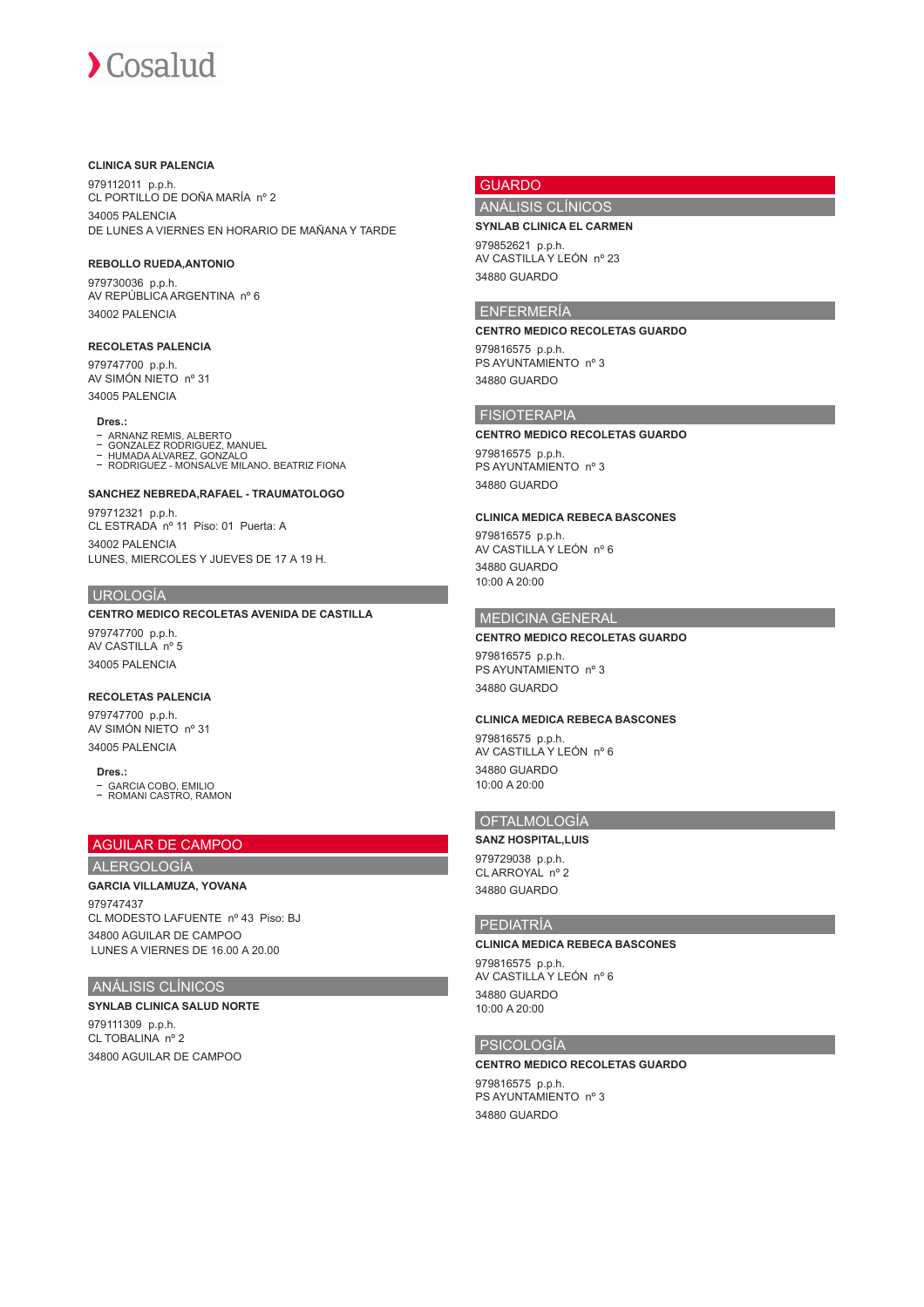**CLINICA SUR PALENCIA**

979112011 p.p.h.
CL PORTILLO DE DOÑA MARÍA nº 2

34005 PALENCIA
DE LUNES A VIERNES EN HORARIO DE MAÑANA Y TARDE

**REBOLLO RUEDA,ANTONIO**

979730036 p.p.h.
AV REPÚBLICA ARGENTINA nº 6

34002 PALENCIA

**RECOLETAS PALENCIA**

979747700 p.p.h.
AV SIMÓN NIETO nº 31

34005 PALENCIA

**Dres.:**

- ARNANZ REMIS, ALBERTO
- GONZALEZ RODRIGUEZ, MANUEL
- HUMADA ALVAREZ, GONZALO
- RODRIGUEZ - MONSALVE MILANO, BEATRIZ FIONA

**SANCHEZ NEBREDA,RAFAEL - TRAUMATOLOGO**

979712321 p.p.h.
CL ESTRADA nº 11 Piso: 01 Puerta: A

34002 PALENCIA
LUNES, MIERCOLES Y JUEVES DE 17 A 19 H.

## UROLOGÍA

**CENTRO MEDICO RECOLETAS AVENIDA DE CASTILLA**

979747700 p.p.h.
AV CASTILLA nº 5

34005 PALENCIA

**RECOLETAS PALENCIA**

979747700 p.p.h.
AV SIMÓN NIETO nº 31

34005 PALENCIA

**Dres.:**

- GARCIA COBO, EMILIO
- ROMANI CASTRO, RAMON

# AGUILAR DE CAMPOO

## ALERGOLOGÍA

**GARCIA VILLAMUZA, YOVANA**

979747437
CL MODESTO LAFUENTE nº 43 Piso: BJ

34800 AGUILAR DE CAMPOO
LUNES A VIERNES DE 16.00 A 20.00

## ANÁLISIS CLÍNICOS

**SYNLAB CLINICA SALUD NORTE**

979111309 p.p.h.
CL TOBALINA nº 2

34800 AGUILAR DE CAMPOO

# GUARDO

## ANÁLISIS CLÍNICOS

**SYNLAB CLINICA EL CARMEN**

979852621 p.p.h.
AV CASTILLA Y LEÓN nº 23

34880 GUARDO

## ENFERMERÍA

**CENTRO MEDICO RECOLETAS GUARDO**

979816575 p.p.h.
PS AYUNTAMIENTO nº 3

34880 GUARDO

## FISIOTERAPIA

**CENTRO MEDICO RECOLETAS GUARDO**

979816575 p.p.h.
PS AYUNTAMIENTO nº 3

34880 GUARDO

**CLINICA MEDICA REBECA BASCONES**

979816575 p.p.h.
AV CASTILLA Y LEÓN nº 6

34880 GUARDO
10:00 A 20:00

## MEDICINA GENERAL

**CENTRO MEDICO RECOLETAS GUARDO**

979816575 p.p.h.
PS AYUNTAMIENTO nº 3

34880 GUARDO

**CLINICA MEDICA REBECA BASCONES**

979816575 p.p.h.
AV CASTILLA Y LEÓN nº 6

34880 GUARDO
10:00 A 20:00

## OFTALMOLOGÍA

**SANZ HOSPITAL,LUIS**

979729038 p.p.h.
CL ARROYAL nº 2

34880 GUARDO

## PEDIATRÍA

**CLINICA MEDICA REBECA BASCONES**

979816575 p.p.h.
AV CASTILLA Y LEÓN nº 6

34880 GUARDO
10:00 A 20:00

## PSICOLOGÍA

**CENTRO MEDICO RECOLETAS GUARDO**

979816575 p.p.h.
PS AYUNTAMIENTO nº 3

34880 GUARDO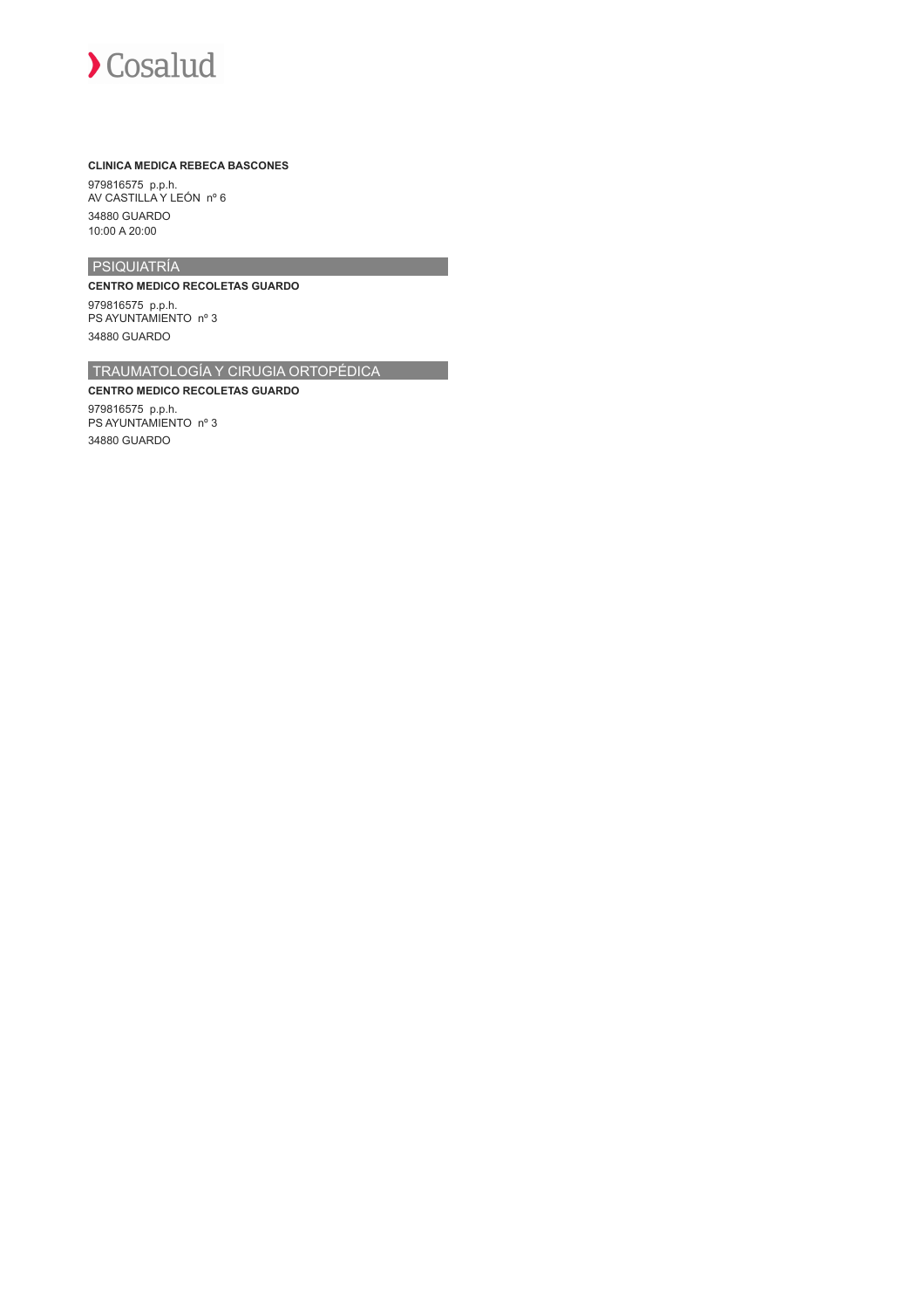**CLINICA MEDICA REBECA BASCONES**

979816575 p.p.h.
AV CASTILLA Y LEÓN nº 6

34880 GUARDO
10:00 A 20:00

## PSIQUIATRÍA

**CENTRO MEDICO RECOLETAS GUARDO**

979816575 p.p.h.
PS AYUNTAMIENTO nº 3

34880 GUARDO

## TRAUMATOLOGÍA Y CIRUGIA ORTOPÉDICA

**CENTRO MEDICO RECOLETAS GUARDO**

979816575 p.p.h.
PS AYUNTAMIENTO nº 3

34880 GUARDO